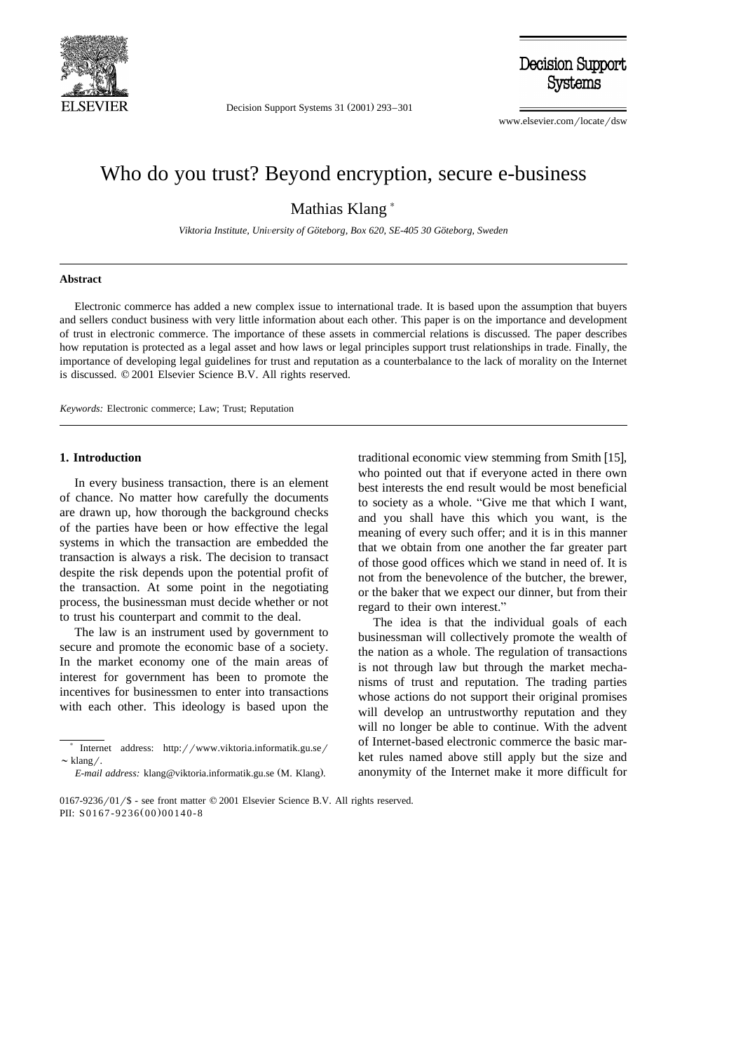# Who do you trust? Beyond encryption, secure e-business

Mathias Klang *

*Viktoria Institute, University of Göteborg, Box 620, SE-405 30 Göteborg, Sweden*

## Abstract

Electronic commerce has added a new complex issue to international trade. It is based upon the assumption that buyers and sellers conduct business with very little information about each other. This paper is on the importance and development of trust in electronic commerce. The importance of these assets in commercial relations is discussed. The paper describes how reputation is protected as a legal asset and how laws or legal principles support trust relationships in trade. Finally, the importance of developing legal guidelines for trust and reputation as a counterbalance to the lack of morality on the Internet is discussed. © 2001 Elsevier Science B.V. All rights reserved.

*Keywords:* Electronic commerce; Law; Trust; Reputation

## 1. Introduction

In every business transaction, there is an element of chance. No matter how carefully the documents are drawn up, how thorough the background checks of the parties have been or how effective the legal systems in which the transaction are embedded the transaction is always a risk. The decision to transact despite the risk depends upon the potential profit of the transaction. At some point in the negotiating process, the businessman must decide whether or not to trust his counterpart and commit to the deal.

The law is an instrument used by government to secure and promote the economic base of a society. In the market economy one of the main areas of interest for government has been to promote the incentives for businessmen to enter into transactions with each other. This ideology is based upon the traditional economic view stemming from Smith [15], who pointed out that if everyone acted in there own best interests the end result would be most beneficial to society as a whole. "Give me that which I want, and you shall have this which you want, is the meaning of every such offer; and it is in this manner that we obtain from one another the far greater part of those good offices which we stand in need of. It is not from the benevolence of the butcher, the brewer, or the baker that we expect our dinner, but from their regard to their own interest."

The idea is that the individual goals of each businessman will collectively promote the wealth of the nation as a whole. The regulation of transactions is not through law but through the market mechanisms of trust and reputation. The trading parties whose actions do not support their original promises will develop an untrustworthy reputation and they will no longer be able to continue. With the advent of Internet-based electronic commerce the basic market rules named above still apply but the size and anonymity of the Internet make it more difficult for

---

\* Internet address: http://www.viktoria.informatik.gu.se/~klang/.

*E-mail address:* klang@viktoria.informatik.gu.se (M. Klang).

0167-9236/01/$ - see front matter © 2001 Elsevier Science B.V. All rights reserved.
PII: S0167-9236(00)00140-8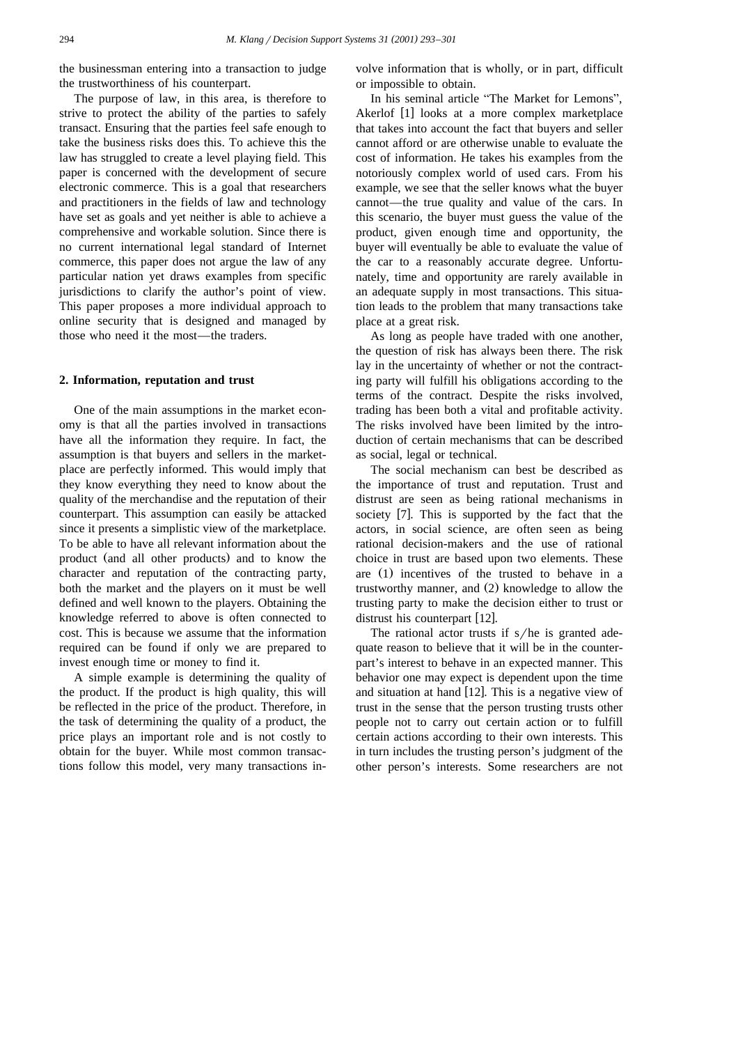the businessman entering into a transaction to judge the trustworthiness of his counterpart.

The purpose of law, in this area, is therefore to strive to protect the ability of the parties to safely transact. Ensuring that the parties feel safe enough to take the business risks does this. To achieve this the law has struggled to create a level playing field. This paper is concerned with the development of secure electronic commerce. This is a goal that researchers and practitioners in the fields of law and technology have set as goals and yet neither is able to achieve a comprehensive and workable solution. Since there is no current international legal standard of Internet commerce, this paper does not argue the law of any particular nation yet draws examples from specific jurisdictions to clarify the author's point of view. This paper proposes a more individual approach to online security that is designed and managed by those who need it the most—the traders.

## 2. Information, reputation and trust

One of the main assumptions in the market economy is that all the parties involved in transactions have all the information they require. In fact, the assumption is that buyers and sellers in the marketplace are perfectly informed. This would imply that they know everything they need to know about the quality of the merchandise and the reputation of their counterpart. This assumption can easily be attacked since it presents a simplistic view of the marketplace. To be able to have all relevant information about the product (and all other products) and to know the character and reputation of the contracting party, both the market and the players on it must be well defined and well known to the players. Obtaining the knowledge referred to above is often connected to cost. This is because we assume that the information required can be found if only we are prepared to invest enough time or money to find it.

A simple example is determining the quality of the product. If the product is high quality, this will be reflected in the price of the product. Therefore, in the task of determining the quality of a product, the price plays an important role and is not costly to obtain for the buyer. While most common transactions follow this model, very many transactions involve information that is wholly, or in part, difficult or impossible to obtain.

In his seminal article "The Market for Lemons", Akerlof [1] looks at a more complex marketplace that takes into account the fact that buyers and seller cannot afford or are otherwise unable to evaluate the cost of information. He takes his examples from the notoriously complex world of used cars. From his example, we see that the seller knows what the buyer cannot—the true quality and value of the cars. In this scenario, the buyer must guess the value of the product, given enough time and opportunity, the buyer will eventually be able to evaluate the value of the car to a reasonably accurate degree. Unfortunately, time and opportunity are rarely available in an adequate supply in most transactions. This situation leads to the problem that many transactions take place at a great risk.

As long as people have traded with one another, the question of risk has always been there. The risk lay in the uncertainty of whether or not the contracting party will fulfill his obligations according to the terms of the contract. Despite the risks involved, trading has been both a vital and profitable activity. The risks involved have been limited by the introduction of certain mechanisms that can be described as social, legal or technical.

The social mechanism can best be described as the importance of trust and reputation. Trust and distrust are seen as being rational mechanisms in society [7]. This is supported by the fact that the actors, in social science, are often seen as being rational decision-makers and the use of rational choice in trust are based upon two elements. These are (1) incentives of the trusted to behave in a trustworthy manner, and (2) knowledge to allow the trusting party to make the decision either to trust or distrust his counterpart [12].

The rational actor trusts if s/he is granted adequate reason to believe that it will be in the counterpart's interest to behave in an expected manner. This behavior one may expect is dependent upon the time and situation at hand [12]. This is a negative view of trust in the sense that the person trusting trusts other people not to carry out certain action or to fulfill certain actions according to their own interests. This in turn includes the trusting person's judgment of the other person's interests. Some researchers are not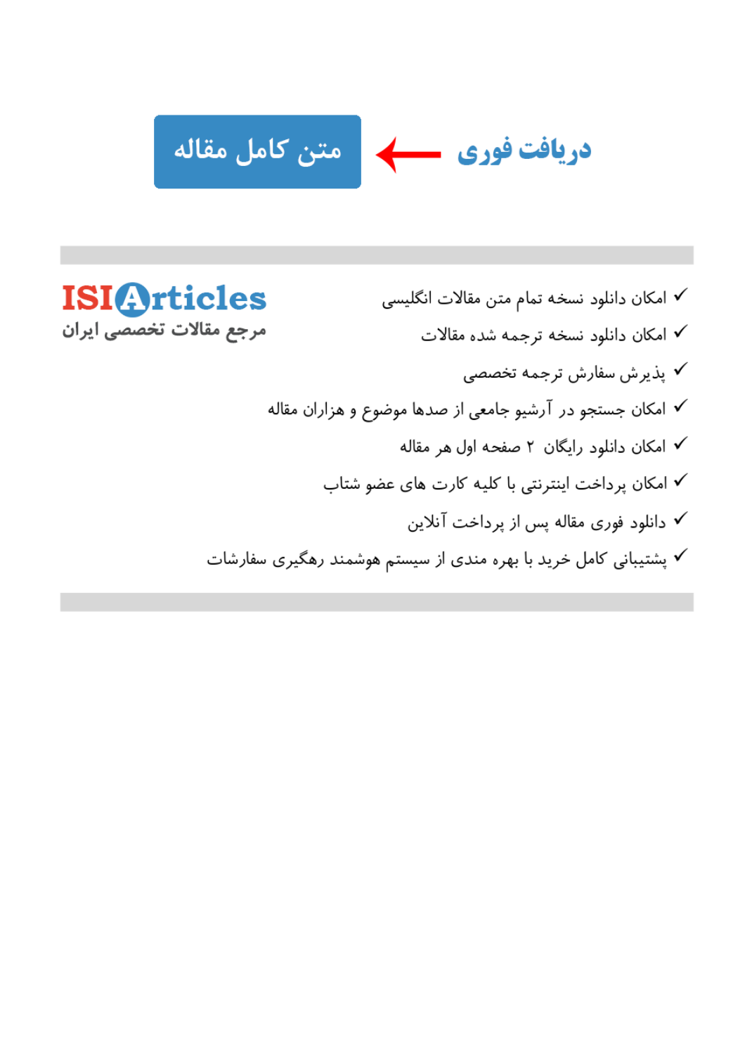متن کامل مقاله ← دریافت فوری

ISIArticles
مرجع مقالات تخصصی ایران

- ✓ امکان دانلود نسخه تمام متن مقالات انگلیسی
- ✓ امکان دانلود نسخه ترجمه شده مقالات
- ✓ پذیرش سفارش ترجمه تخصصی
- ✓ امکان جستجو در آرشیو جامعی از صدها موضوع و هزاران مقاله
- ✓ امکان دانلود رایگان ۲ صفحه اول هر مقاله
- ✓ امکان پرداخت اینترنتی با کلیه کارت های عضو شتاب
- ✓ دانلود فوری مقاله پس از پرداخت آنلاین
- ✓ پشتیبانی کامل خرید با بهره مندی از سیستم هوشمند رهگیری سفارشات